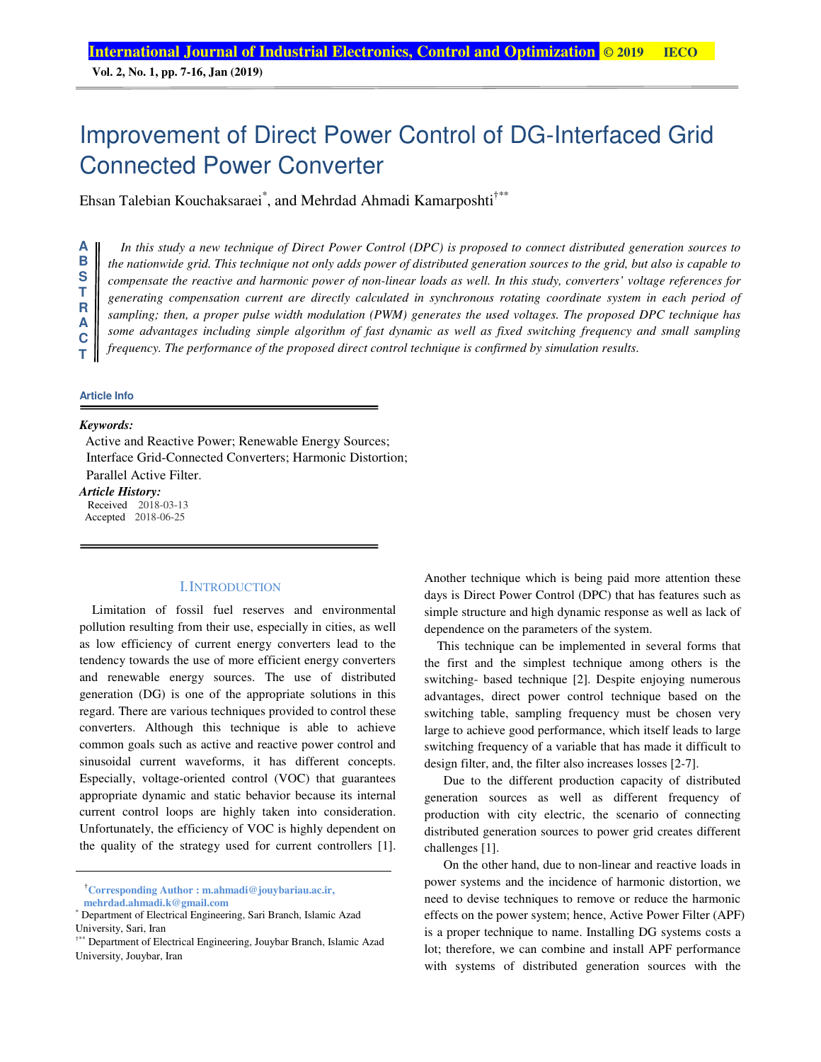# Improvement of Direct Power Control of DG-Interfaced Grid Connected Power Converter

Ehsan Talebian Kouchaksaraei[*], and Mehrdad Ahmadi Kamarposhti[†**]

**ABSTRACT**

*In this study a new technique of Direct Power Control (DPC) is proposed to connect distributed generation sources to the nationwide grid. This technique not only adds power of distributed generation sources to the grid, but also is capable to compensate the reactive and harmonic power of non-linear loads as well. In this study, converters' voltage references for generating compensation current are directly calculated in synchronous rotating coordinate system in each period of sampling; then, a proper pulse width modulation (PWM) generates the used voltages. The proposed DPC technique has some advantages including simple algorithm of fast dynamic as well as fixed switching frequency and small sampling frequency. The performance of the proposed direct control technique is confirmed by simulation results.*

**Article Info**

***Keywords:***
Active and Reactive Power; Renewable Energy Sources; Interface Grid-Connected Converters; Harmonic Distortion; Parallel Active Filter.

***Article History:***
Received 2018-03-13
Accepted 2018-06-25

## I. Introduction

Limitation of fossil fuel reserves and environmental pollution resulting from their use, especially in cities, as well as low efficiency of current energy converters lead to the tendency towards the use of more efficient energy converters and renewable energy sources. The use of distributed generation (DG) is one of the appropriate solutions in this regard. There are various techniques provided to control these converters. Although this technique is able to achieve common goals such as active and reactive power control and sinusoidal current waveforms, it has different concepts. Especially, voltage-oriented control (VOC) that guarantees appropriate dynamic and static behavior because its internal current control loops are highly taken into consideration. Unfortunately, the efficiency of VOC is highly dependent on the quality of the strategy used for current controllers [1]. Another technique which is being paid more attention these days is Direct Power Control (DPC) that has features such as simple structure and high dynamic response as well as lack of dependence on the parameters of the system.

This technique can be implemented in several forms that the first and the simplest technique among others is the switching- based technique [2]. Despite enjoying numerous advantages, direct power control technique based on the switching table, sampling frequency must be chosen very large to achieve good performance, which itself leads to large switching frequency of a variable that has made it difficult to design filter, and, the filter also increases losses [2-7].

Due to the different production capacity of distributed generation sources as well as different frequency of production with city electric, the scenario of connecting distributed generation sources to power grid creates different challenges [1].

On the other hand, due to non-linear and reactive loads in power systems and the incidence of harmonic distortion, we need to devise techniques to remove or reduce the harmonic effects on the power system; hence, Active Power Filter (APF) is a proper technique to name. Installing DG systems costs a lot; therefore, we can combine and install APF performance with systems of distributed generation sources with the

---

[†]**Corresponding Author : m.ahmadi@jouybariau.ac.ir, mehrdad.ahmadi.k@gmail.com**

[*] Department of Electrical Engineering, Sari Branch, Islamic Azad University, Sari, Iran

[†**] Department of Electrical Engineering, Jouybar Branch, Islamic Azad University, Jouybar, Iran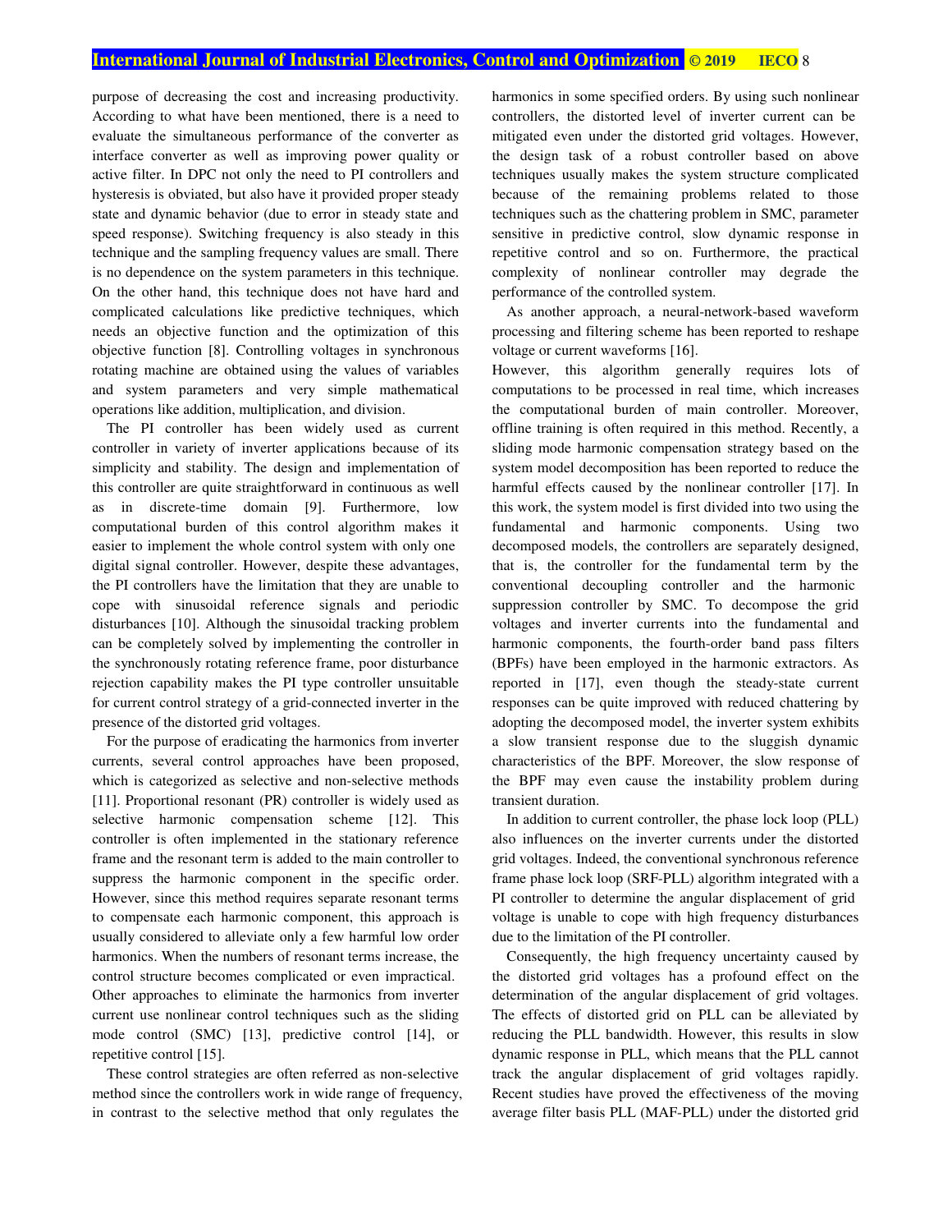purpose of decreasing the cost and increasing productivity. According to what have been mentioned, there is a need to evaluate the simultaneous performance of the converter as interface converter as well as improving power quality or active filter. In DPC not only the need to PI controllers and hysteresis is obviated, but also have it provided proper steady state and dynamic behavior (due to error in steady state and speed response). Switching frequency is also steady in this technique and the sampling frequency values are small. There is no dependence on the system parameters in this technique. On the other hand, this technique does not have hard and complicated calculations like predictive techniques, which needs an objective function and the optimization of this objective function [8]. Controlling voltages in synchronous rotating machine are obtained using the values of variables and system parameters and very simple mathematical operations like addition, multiplication, and division.

The PI controller has been widely used as current controller in variety of inverter applications because of its simplicity and stability. The design and implementation of this controller are quite straightforward in continuous as well as in discrete-time domain [9]. Furthermore, low computational burden of this control algorithm makes it easier to implement the whole control system with only one digital signal controller. However, despite these advantages, the PI controllers have the limitation that they are unable to cope with sinusoidal reference signals and periodic disturbances [10]. Although the sinusoidal tracking problem can be completely solved by implementing the controller in the synchronously rotating reference frame, poor disturbance rejection capability makes the PI type controller unsuitable for current control strategy of a grid-connected inverter in the presence of the distorted grid voltages.

For the purpose of eradicating the harmonics from inverter currents, several control approaches have been proposed, which is categorized as selective and non-selective methods [11]. Proportional resonant (PR) controller is widely used as selective harmonic compensation scheme [12]. This controller is often implemented in the stationary reference frame and the resonant term is added to the main controller to suppress the harmonic component in the specific order. However, since this method requires separate resonant terms to compensate each harmonic component, this approach is usually considered to alleviate only a few harmful low order harmonics. When the numbers of resonant terms increase, the control structure becomes complicated or even impractical. Other approaches to eliminate the harmonics from inverter current use nonlinear control techniques such as the sliding mode control (SMC) [13], predictive control [14], or repetitive control [15].

These control strategies are often referred as non-selective method since the controllers work in wide range of frequency, in contrast to the selective method that only regulates the harmonics in some specified orders. By using such nonlinear controllers, the distorted level of inverter current can be mitigated even under the distorted grid voltages. However, the design task of a robust controller based on above techniques usually makes the system structure complicated because of the remaining problems related to those techniques such as the chattering problem in SMC, parameter sensitive in predictive control, slow dynamic response in repetitive control and so on. Furthermore, the practical complexity of nonlinear controller may degrade the performance of the controlled system.

As another approach, a neural-network-based waveform processing and filtering scheme has been reported to reshape voltage or current waveforms [16].
However, this algorithm generally requires lots of computations to be processed in real time, which increases the computational burden of main controller. Moreover, offline training is often required in this method. Recently, a sliding mode harmonic compensation strategy based on the system model decomposition has been reported to reduce the harmful effects caused by the nonlinear controller [17]. In this work, the system model is first divided into two using the fundamental and harmonic components. Using two decomposed models, the controllers are separately designed, that is, the controller for the fundamental term by the conventional decoupling controller and the harmonic suppression controller by SMC. To decompose the grid voltages and inverter currents into the fundamental and harmonic components, the fourth-order band pass filters (BPFs) have been employed in the harmonic extractors. As reported in [17], even though the steady-state current responses can be quite improved with reduced chattering by adopting the decomposed model, the inverter system exhibits a slow transient response due to the sluggish dynamic characteristics of the BPF. Moreover, the slow response of the BPF may even cause the instability problem during transient duration.

In addition to current controller, the phase lock loop (PLL) also influences on the inverter currents under the distorted grid voltages. Indeed, the conventional synchronous reference frame phase lock loop (SRF-PLL) algorithm integrated with a PI controller to determine the angular displacement of grid voltage is unable to cope with high frequency disturbances due to the limitation of the PI controller.

Consequently, the high frequency uncertainty caused by the distorted grid voltages has a profound effect on the determination of the angular displacement of grid voltages. The effects of distorted grid on PLL can be alleviated by reducing the PLL bandwidth. However, this results in slow dynamic response in PLL, which means that the PLL cannot track the angular displacement of grid voltages rapidly. Recent studies have proved the effectiveness of the moving average filter basis PLL (MAF-PLL) under the distorted grid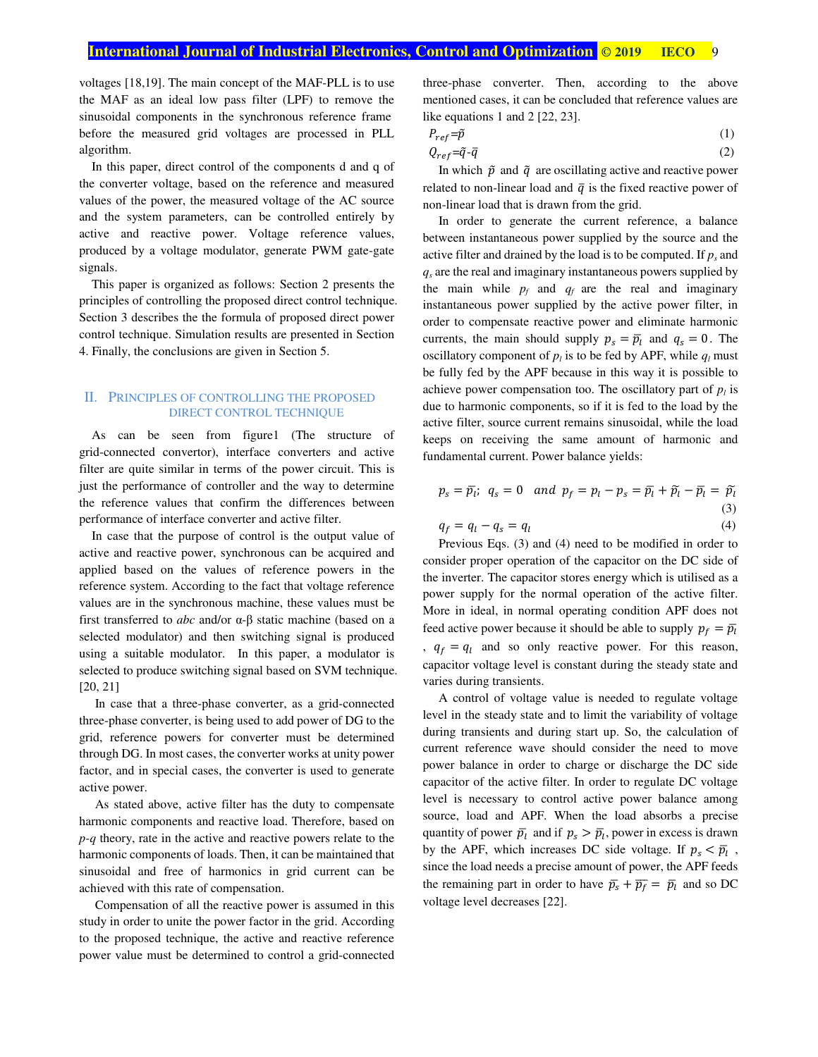voltages [18,19]. The main concept of the MAF-PLL is to use the MAF as an ideal low pass filter (LPF) to remove the sinusoidal components in the synchronous reference frame before the measured grid voltages are processed in PLL algorithm.

In this paper, direct control of the components d and q of the converter voltage, based on the reference and measured values of the power, the measured voltage of the AC source and the system parameters, can be controlled entirely by active and reactive power. Voltage reference values, produced by a voltage modulator, generate PWM gate-gate signals.

This paper is organized as follows: Section 2 presents the principles of controlling the the proposed direct control technique. Section 3 describes the the formula of proposed direct power control technique. Simulation results are presented in Section 4. Finally, the conclusions are given in Section 5.

## II. PRINCIPLES OF CONTROLLING THE PROPOSED DIRECT CONTROL TECHNIQUE

As can be seen from figure1 (The structure of grid-connected convertor), interface converters and active filter are quite similar in terms of the power circuit. This is just the performance of controller and the way to determine the reference values that confirm the differences between performance of interface converter and active filter.

In case that the purpose of control is the output value of active and reactive power, synchronous can be acquired and applied based on the values of reference powers in the reference system. According to the fact that voltage reference values are in the synchronous machine, these values must be first transferred to *abc* and/or α-β static machine (based on a selected modulator) and then switching signal is produced using a suitable modulator. In this paper, a modulator is selected to produce switching signal based on SVM technique. [20, 21]

In case that a three-phase converter, as a grid-connected three-phase converter, is being used to add power of DG to the grid, reference powers for converter must be determined through DG. In most cases, the converter works at unity power factor, and in special cases, the converter is used to generate active power.

As stated above, active filter has the duty to compensate harmonic components and reactive load. Therefore, based on *p-q* theory, rate in the active and reactive powers relate to the harmonic components of loads. Then, it can be maintained that sinusoidal and free of harmonics in grid current can be achieved with this rate of compensation.

Compensation of all the reactive power is assumed in this study in order to unite the power factor in the grid. According to the proposed technique, the active and reactive reference power value must be determined to control a grid-connected three-phase converter. Then, according to the above mentioned cases, it can be concluded that reference values are like equations 1 and 2 [22, 23].

$$P_{ref}=\tilde{p} \tag{1}$$

$$Q_{ref}=\tilde{q}-\bar{q} \tag{2}$$

In which $\tilde{p}$ and $\tilde{q}$ are oscillating active and reactive power related to non-linear load and $\bar{q}$ is the fixed reactive power of non-linear load that is drawn from the grid.

In order to generate the current reference, a balance between instantaneous power supplied by the source and the active filter and drained by the load is to be computed. If $p_s$ and $q_s$ are the real and imaginary instantaneous powers supplied by the main while $p_f$ and $q_f$ are the real and imaginary instantaneous power supplied by the active power filter, in order to compensate reactive power and eliminate harmonic currents, the main should supply $p_s = \bar{p_l}$ and $q_s = 0$. The oscillatory component of $p_l$ is to be fed by APF, while $q_l$ must be fully fed by the APF because in this way it is possible to achieve power compensation too. The oscillatory part of $p_l$ is due to harmonic components, so if it is fed to the load by the active filter, source current remains sinusoidal, while the load keeps on receiving the same amount of harmonic and fundamental current. Power balance yields:

$$p_s = \bar{p_l};\ \ q_s = 0 \ \ \ and\ \ p_f = p_l - p_s = \bar{p_l} + \tilde{p_l} - \bar{p_l} = \tilde{p_l} \tag{3}$$

$$q_f = q_l - q_s = q_l \tag{4}$$

Previous Eqs. (3) and (4) need to be modified in order to consider proper operation of the capacitor on the DC side of the inverter. The capacitor stores energy which is utilised as a power supply for the normal operation of the active filter. More in ideal, in normal operating condition APF does not feed active power because it should be able to supply $p_f = \bar{p_l}$ , $q_f = q_l$ and so only reactive power. For this reason, capacitor voltage level is constant during the steady state and varies during transients.

A control of voltage value is needed to regulate voltage level in the steady state and to limit the variability of voltage during transients and during start up. So, the calculation of current reference wave should consider the need to move power balance in order to charge or discharge the DC side capacitor of the active filter. In order to regulate DC voltage level is necessary to control active power balance among source, load and APF. When the load absorbs a precise quantity of power $\bar{p_l}$ and if $p_s > \bar{p_l}$, power in excess is drawn by the APF, which increases DC side voltage. If $p_s < \bar{p_l}$ , since the load needs a precise amount of power, the APF feeds the remaining part in order to have $\bar{p_s} + \bar{p_f} = \bar{p_l}$ and so DC voltage level decreases [22].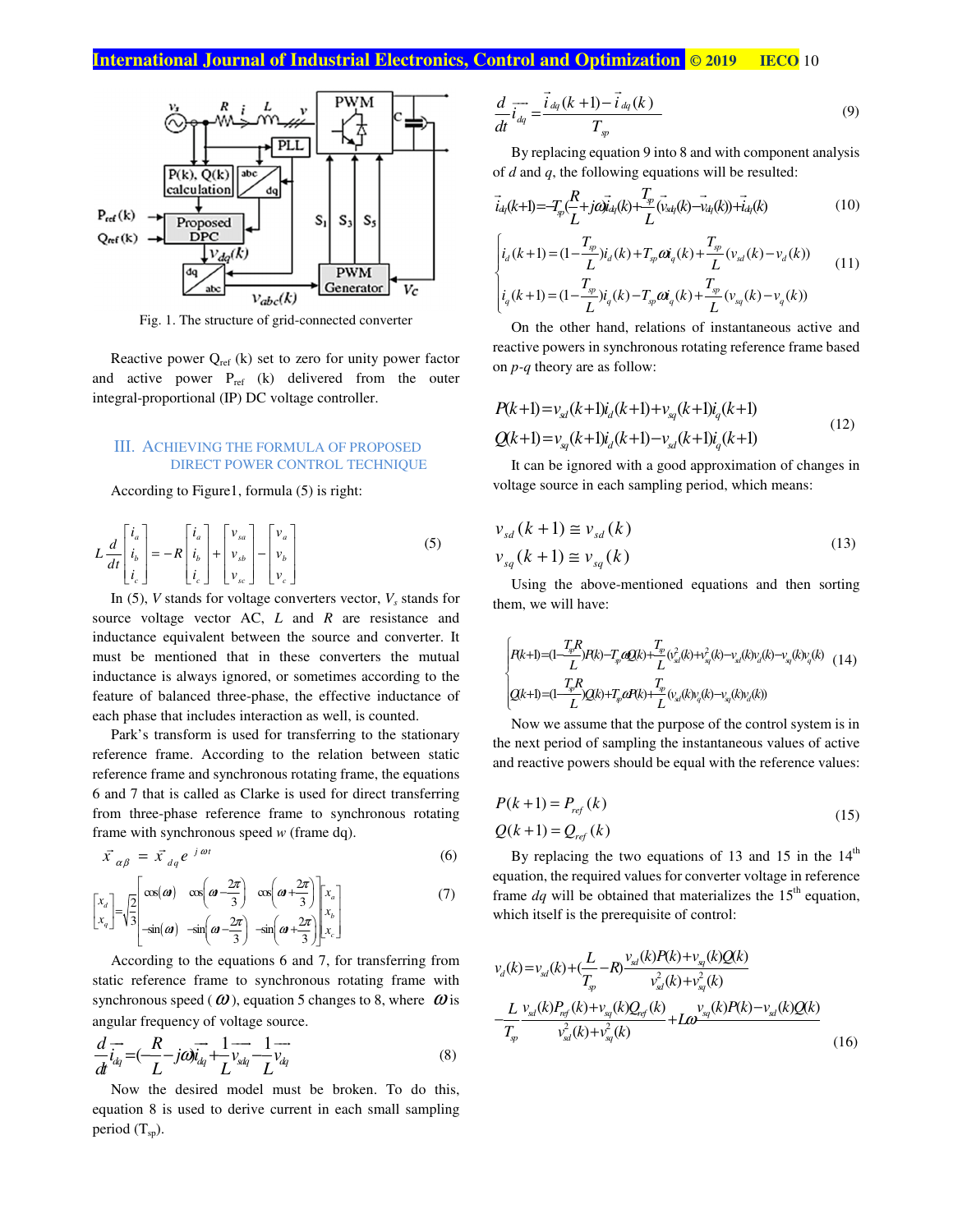Fig. 1. The structure of grid-connected converter

Reactive power $Q_{ref}$ (k) set to zero for unity power factor and active power $P_{ref}$ (k) delivered from the outer integral-proportional (IP) DC voltage controller.

## III. ACHIEVING THE FORMULA OF PROPOSED DIRECT POWER CONTROL TECHNIQUE

According to Figure1, formula (5) is right:

$$L\frac{d}{dt}\begin{bmatrix} i_a \\ i_b \\ i_c \end{bmatrix} = -R\begin{bmatrix} i_a \\ i_b \\ i_c \end{bmatrix} + \begin{bmatrix} v_{sa} \\ v_{sb} \\ v_{sc} \end{bmatrix} - \begin{bmatrix} v_a \\ v_b \\ v_c \end{bmatrix} \tag{5}$$

In (5), $V$ stands for voltage converters vector, $V_s$ stands for source voltage vector AC, $L$ and $R$ are resistance and inductance equivalent between the source and converter. It must be mentioned that in these converters the mutual inductance is always ignored, or sometimes according to the feature of balanced three-phase, the effective inductance of each phase that includes interaction as well, is counted.

Park's transform is used for transferring to the stationary reference frame. According to the relation between static reference frame and synchronous rotating frame, the equations 6 and 7 that is called as Clarke is used for direct transferring from three-phase reference frame to synchronous rotating frame with synchronous speed $w$ (frame dq).

$$\vec{x}_{\alpha\beta} = \vec{x}_{dq} e^{j\omega t} \tag{6}$$

$$\begin{bmatrix} x_d \\ x_q \end{bmatrix} = \sqrt{\frac{2}{3}}\begin{bmatrix} \cos(\omega) & \cos\left(\omega - \frac{2\pi}{3}\right) & \cos\left(\omega + \frac{2\pi}{3}\right) \\ -\sin(\omega) & -\sin\left(\omega - \frac{2\pi}{3}\right) & -\sin\left(\omega + \frac{2\pi}{3}\right) \end{bmatrix}\begin{bmatrix} x_a \\ x_b \\ x_c \end{bmatrix} \tag{7}$$

According to the equations 6 and 7, for transferring from static reference frame to synchronous rotating frame with synchronous speed ($\omega$), equation 5 changes to 8, where $\omega$ is angular frequency of voltage source.

$$\frac{d}{dt}\vec{i}_{dq} = \left(-\frac{R}{L} - j\omega\right)\vec{i}_{dq} + \frac{1}{L}\vec{v}_{sdq} - \frac{1}{L}\vec{v}_{dq} \tag{8}$$

Now the desired model must be broken. To do this, equation 8 is used to derive current in each small sampling period ($T_{sp}$).

$$\frac{d}{dt}\vec{i}_{dq} = \frac{\vec{i}_{dq}(k+1) - \vec{i}_{dq}(k)}{T_{sp}} \tag{9}$$

By replacing equation 9 into 8 and with component analysis of $d$ and $q$, the following equations will be resulted:

$$\vec{i}_{dq}(k+1) = -T_{sp}\left(\frac{R}{L} + j\omega\right)\vec{i}_{dq}(k) + \frac{T_{sp}}{L}\left(\vec{v}_{sdq}(k) - \vec{v}_{dq}(k)\right) + \vec{i}_{dq}(k) \tag{10}$$

$$\begin{cases} i_d(k+1) = \left(1 - \frac{T_{sp}}{L}\right)i_d(k) + T_{sp}\omega i_q(k) + \frac{T_{sp}}{L}\left(v_{sd}(k) - v_d(k)\right) \\ i_q(k+1) = \left(1 - \frac{T_{sp}}{L}\right)i_q(k) - T_{sp}\omega i_q(k) + \frac{T_{sp}}{L}\left(v_{sq}(k) - v_q(k)\right) \end{cases} \tag{11}$$

On the other hand, relations of instantaneous active and reactive powers in synchronous rotating reference frame based on *p-q* theory are as follow:

$$\begin{aligned} P(k+1) &= v_{sd}(k+1)i_d(k+1) + v_{sq}(k+1)i_q(k+1) \\ Q(k+1) &= v_{sq}(k+1)i_d(k+1) - v_{sd}(k+1)i_q(k+1) \end{aligned} \tag{12}$$

It can be ignored with a good approximation of changes in voltage source in each sampling period, which means:

$$\begin{aligned} v_{sd}(k+1) &\cong v_{sd}(k) \\ v_{sq}(k+1) &\cong v_{sq}(k) \end{aligned} \tag{13}$$

Using the above-mentioned equations and then sorting them, we will have:

$$\begin{cases} P(k+1) = \left(1 - \frac{T_{sp}R}{L}\right)P(k) - T_{sp}\omega Q(k) + \frac{T_{sp}}{L}\left(v_{sd}^2(k) + v_{sq}^2(k) - v_{sd}(k)v_d(k) - v_{sq}(k)v_q(k)\right) \\ Q(k+1) = \left(1 - \frac{T_{sp}R}{L}\right)Q(k) + T_{sp}\omega P(k) + \frac{T_{sp}}{L}\left(v_{sd}(k)v_q(k) - v_{sq}(k)v_d(k)\right) \end{cases} \tag{14}$$

Now we assume that the purpose of the control system is in the next period of sampling the instantaneous values of active and reactive powers should be equal with the reference values:

$$\begin{aligned} P(k+1) &= P_{ref}(k) \\ Q(k+1) &= Q_{ref}(k) \end{aligned} \tag{15}$$

By replacing the two equations of 13 and 15 in the 14th equation, the required values for converter voltage in reference frame $dq$ will be obtained that materializes the 15th equation, which itself is the prerequisite of control:

$$v_d(k) = v_{sd}(k) + \left(\frac{L}{T_{sp}} - R\right)\frac{v_{sd}(k)P(k) + v_{sq}(k)Q(k)}{v_{sd}^2(k) + v_{sq}^2(k)} - \frac{L}{T_{sp}}\frac{v_{sd}(k)P_{ref}(k) + v_{sq}(k)Q_{ref}(k)}{v_{sd}^2(k) + v_{sq}^2(k)} + L\omega\frac{v_{sq}(k)P(k) - v_{sd}(k)Q(k)}{v_{sd}^2(k) + v_{sq}^2(k)} \tag{16}$$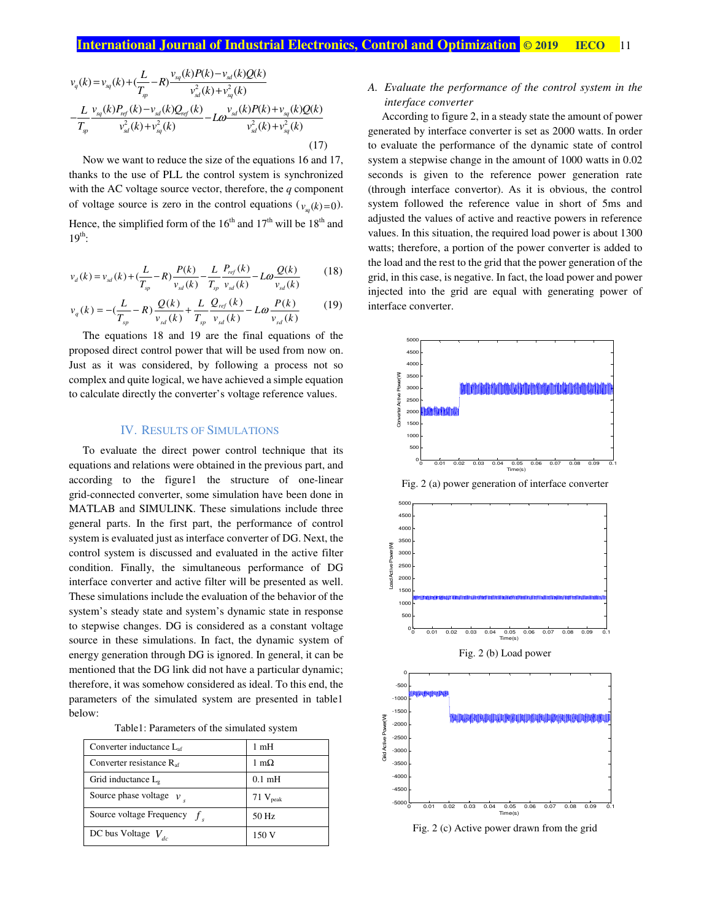$$v_q(k) = v_{sq}(k) + (\frac{L}{T_{sp}} - R)\frac{v_{sq}(k)P(k) - v_{sd}(k)Q(k)}{v_{sd}^2(k) + v_{sq}^2(k)}$$
$$-\frac{L}{T_{sp}}\frac{v_{sq}(k)P_{ref}(k) - v_{sd}(k)Q_{ref}(k)}{v_{sd}^2(k) + v_{sq}^2(k)} - L\omega\frac{v_{sd}(k)P(k) + v_{sq}(k)Q(k)}{v_{sd}^2(k) + v_{sq}^2(k)} \tag{17}$$

Now we want to reduce the size of the equations 16 and 17, thanks to the use of PLL the control system is synchronized with the AC voltage source vector, therefore, the *q* component of voltage source is zero in the control equations ($v_{sq}(k) = 0$). Hence, the simplified form of the 16th and 17th will be 18th and 19th:

$$v_d(k) = v_{sd}(k) + (\frac{L}{T_{sp}} - R)\frac{P(k)}{v_{sd}(k)} - \frac{L}{T_{sp}}\frac{P_{ref}(k)}{v_{sd}(k)} - L\omega\frac{Q(k)}{v_{sd}(k)} \tag{18}$$

$$v_q(k) = -(\frac{L}{T_{sp}} - R)\frac{Q(k)}{v_{sd}(k)} + \frac{L}{T_{sp}}\frac{Q_{ref}(k)}{v_{sd}(k)} - L\omega\frac{P(k)}{v_{sd}(k)} \tag{19}$$

The equations 18 and 19 are the final equations of the proposed direct control power that will be used from now on. Just as it was considered, by following a process not so complex and quite logical, we have achieved a simple equation to calculate directly the converter's voltage reference values.

## IV. Results of Simulations

To evaluate the direct power control technique that its equations and relations were obtained in the previous part, and according to the figure1 the structure of one-linear grid-connected converter, some simulation have been done in MATLAB and SIMULINK. These simulations include three general parts. In the first part, the performance of control system is evaluated just as interface converter of DG. Next, the control system is discussed and evaluated in the active filter condition. Finally, the simultaneous performance of DG interface converter and active filter will be presented as well. These simulations include the evaluation of the behavior of the system's steady state and system's dynamic state in response to stepwise changes. DG is considered as a constant voltage source in these simulations. In fact, the dynamic system of energy generation through DG is ignored. In general, it can be mentioned that the DG link did not have a particular dynamic; therefore, it was somehow considered as ideal. To this end, the parameters of the simulated system are presented in table1 below:

Table1: Parameters of the simulated system

| Parameter | Value |
|---|---|
| Converter inductance $L_{af}$ | 1 mH |
| Converter resistance $R_{af}$ | 1 mΩ |
| Grid inductance $L_g$ | 0.1 mH |
| Source phase voltage $v_s$ | 71 $V_{peak}$ |
| Source voltage Frequency $f_s$ | 50 Hz |
| DC bus Voltage $V_{dc}$ | 150 V |

### A. Evaluate the performance of the control system in the interface converter

According to figure 2, in a steady state the amount of power generated by interface converter is set as 2000 watts. In order to evaluate the performance of the dynamic state of control system a stepwise change in the amount of 1000 watts in 0.02 seconds is given to the reference power generation rate (through interface convertor). As it is obvious, the control system followed the reference value in short of 5ms and adjusted the values of active and reactive powers in reference values. In this situation, the required load power is about 1300 watts; therefore, a portion of the power converter is added to the load and the rest to the grid that the power generation of the grid, in this case, is negative. In fact, the load power and power injected into the grid are equal with generating power of interface converter.

Fig. 2 (a) power generation of interface converter

Fig. 2 (b) Load power

Fig. 2 (c) Active power drawn from the grid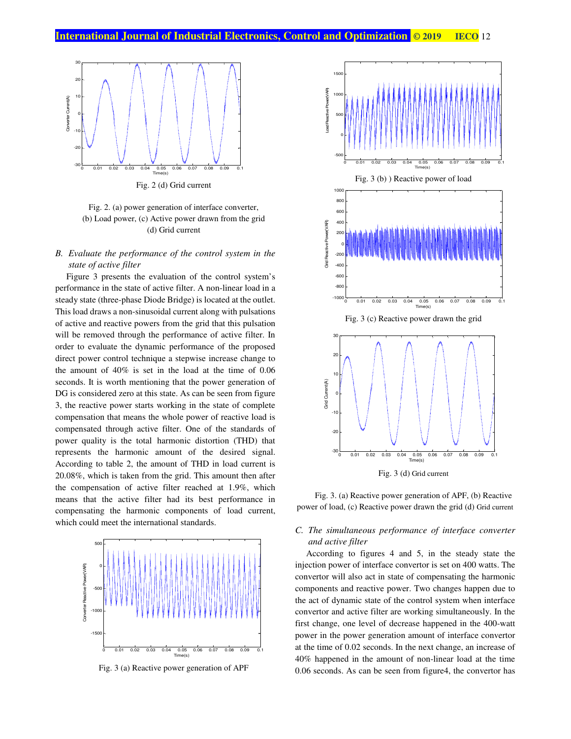Fig. 2 (d) Grid current

Fig. 2. (a) power generation of interface converter, (b) Load power, (c) Active power drawn from the grid (d) Grid current

### *B. Evaluate the performance of the control system in the state of active filter*

Figure 3 presents the evaluation of the control system's performance in the state of active filter. A non-linear load in a steady state (three-phase Diode Bridge) is located at the outlet. This load draws a non-sinusoidal current along with pulsations of active and reactive powers from the grid that this pulsation will be removed through the performance of active filter. In order to evaluate the dynamic performance of the proposed direct power control technique a stepwise increase change to the amount of 40% is set in the load at the time of 0.06 seconds. It is worth mentioning that the power generation of DG is considered zero at this state. As can be seen from figure 3, the reactive power starts working in the state of complete compensation that means the whole power of reactive load is compensated through active filter. One of the standards of power quality is the total harmonic distortion (THD) that represents the harmonic amount of the desired signal. According to table 2, the amount of THD in load current is 20.08%, which is taken from the grid. This amount then after the compensation of active filter reached at 1.9%, which means that the active filter had its best performance in compensating the harmonic components of load current, which could meet the international standards.

Fig. 3 (a) Reactive power generation of APF

Fig. 3 (b) ) Reactive power of load

Fig. 3 (c) Reactive power drawn the grid

Fig. 3 (d) Grid current

Fig. 3. (a) Reactive power generation of APF, (b) Reactive power of load, (c) Reactive power drawn the grid (d) Grid current

### *C. The simultaneous performance of interface converter and active filter*

According to figures 4 and 5, in the steady state the injection power of interface convertor is set on 400 watts. The convertor will also act in state of compensating the harmonic components and reactive power. Two changes happen due to the act of dynamic state of the control system when interface convertor and active filter are working simultaneously. In the first change, one level of decrease happened in the 400-watt power in the power generation amount of interface convertor at the time of 0.02 seconds. In the next change, an increase of 40% happened in the amount of non-linear load at the time 0.06 seconds. As can be seen from figure4, the convertor has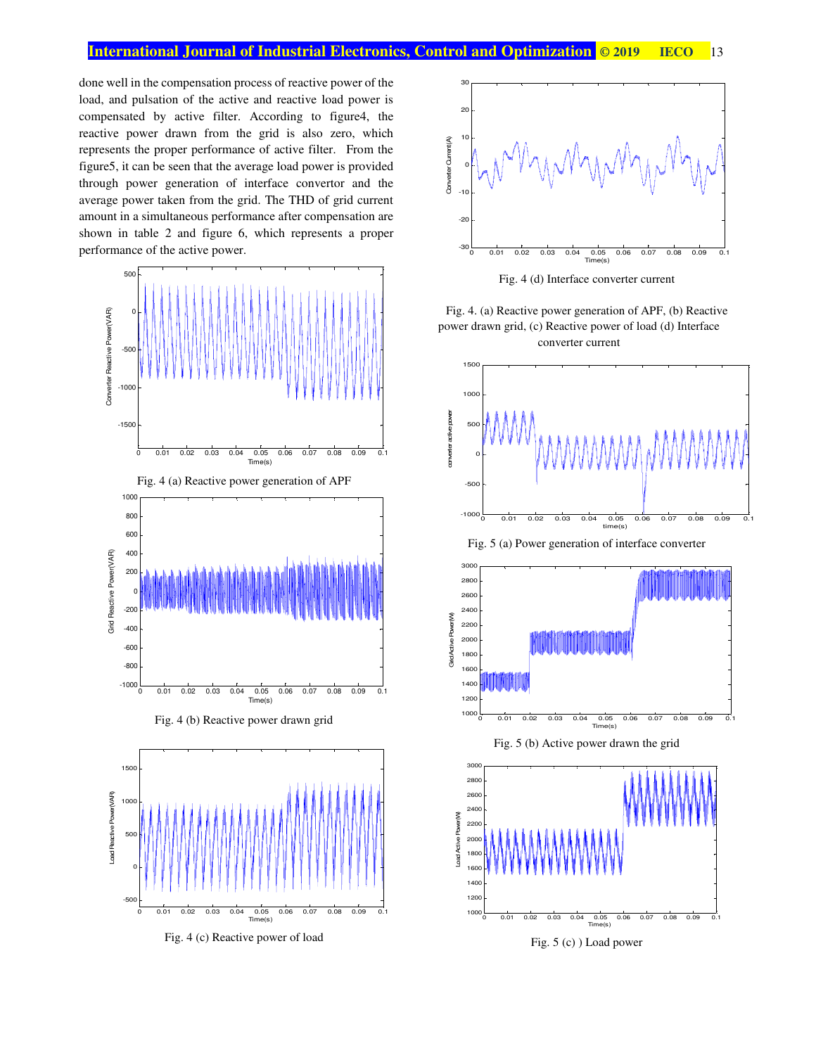done well in the compensation process of reactive power of the load, and pulsation of the active and reactive load power is compensated by active filter. According to figure4, the reactive power drawn from the grid is also zero, which represents the proper performance of active filter. From the figure5, it can be seen that the average load power is provided through power generation of interface convertor and the average power taken from the grid. The THD of grid current amount in a simultaneous performance after compensation are shown in table 2 and figure 6, which represents a proper performance of the active power.

Fig. 4 (a) Reactive power generation of APF

Fig. 4 (b) Reactive power drawn grid

Fig. 4 (c) Reactive power of load

Fig. 4 (d) Interface converter current

Fig. 4. (a) Reactive power generation of APF, (b) Reactive power drawn grid, (c) Reactive power of load (d) Interface converter current

Fig. 5 (a) Power generation of interface converter

Fig. 5 (b) Active power drawn the grid

Fig. 5 (c) ) Load power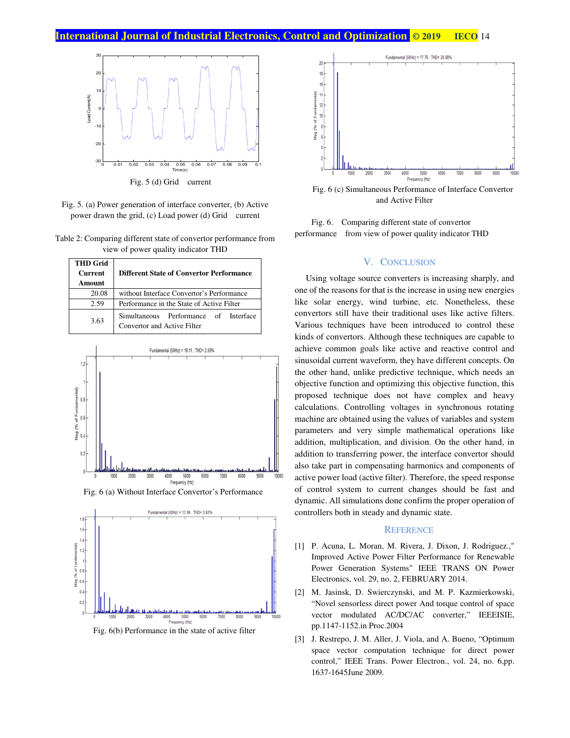Fig. 5 (d) Grid current

Fig. 5. (a) Power generation of interface converter, (b) Active power drawn the grid, (c) Load power (d) Grid current

Table 2: Comparing different state of convertor performance from view of power quality indicator THD

| THD Grid Current Amount | Different State of Convertor Performance |
|---|---|
| 20.08 | without Interface Convertor's Performance |
| 2.59 | Performance in the State of Active Filter |
| 3.63 | Simultaneous Performance of Interface Convertor and Active Filter |

Fig. 6 (a) Without Interface Convertor's Performance

Fig. 6(b) Performance in the state of active filter

Fig. 6 (c) Simultaneous Performance of Interface Convertor and Active Filter

Fig. 6. Comparing different state of convertor performance from view of power quality indicator THD

## V. CONCLUSION

Using voltage source converters is increasing sharply, and one of the reasons for that is the increase in using new energies like solar energy, wind turbine, etc. Nonetheless, these convertors still have their traditional uses like active filters. Various techniques have been introduced to control these kinds of convertors. Although these techniques are capable to achieve common goals like active and reactive control and sinusoidal current waveform, they have different concepts. On the other hand, unlike predictive technique, which needs an objective function and optimizing this objective function, this proposed technique does not have complex and heavy calculations. Controlling voltages in synchronous rotating machine are obtained using the values of variables and system parameters and very simple mathematical operations like addition, multiplication, and division. On the other hand, in addition to transferring power, the interface convertor should also take part in compensating harmonics and components of active power load (active filter). Therefore, the speed response of control system to current changes should be fast and dynamic. All simulations done confirm the proper operation of controllers both in steady and dynamic state.

## REFERENCE

[1] P. Acuna, L. Moran, M. Rivera, J. Dixon, J. Rodriguez.," Improved Active Power Filter Performance for Renewable Power Generation Systems" IEEE TRANS ON Power Electronics, vol. 29, no. 2, FEBRUARY 2014.

[2] M. Jasinsk, D. Swierczynski, and M. P. Kazmierkowski, "Novel sensorless direct power And torque control of space vector modulated AC/DC/AC converter," IEEEISIE, pp.1147-1152.in Proc.2004

[3] J. Restrepo, J. M. Aller, J. Viola, and A. Bueno, "Optimum space vector computation technique for direct power control," IEEE Trans. Power Electron., vol. 24, no. 6,pp. 1637-1645June 2009.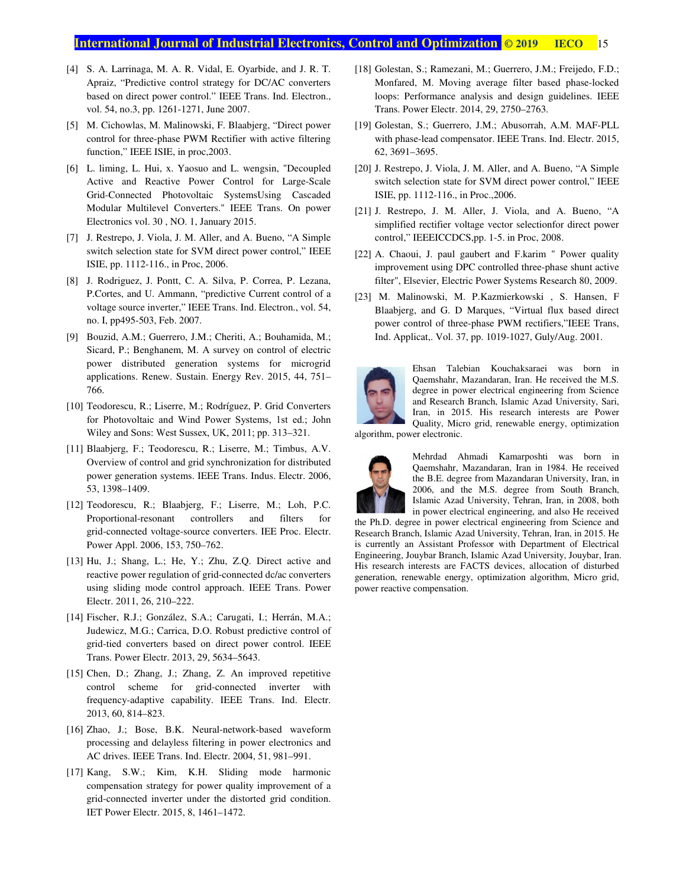[4] S. A. Larrinaga, M. A. R. Vidal, E. Oyarbide, and J. R. T. Apraiz, "Predictive control strategy for DC/AC converters based on direct power control." IEEE Trans. Ind. Electron., vol. 54, no.3, pp. 1261-1271, June 2007.

[5] M. Cichowlas, M. Malinowski, F. Blaabjerg, "Direct power control for three-phase PWM Rectifier with active filtering function," IEEE ISIE, in proc,2003.

[6] L. liming, L. Hui, x. Yaosuo and L. wengsin, "Decoupled Active and Reactive Power Control for Large-Scale Grid-Connected Photovoltaic SystemsUsing Cascaded Modular Multilevel Converters." IEEE Trans. On power Electronics vol. 30 , NO. 1, January 2015.

[7] J. Restrepo, J. Viola, J. M. Aller, and A. Bueno, "A Simple switch selection state for SVM direct power control," IEEE ISIE, pp. 1112-116., in Proc, 2006.

[8] J. Rodriguez, J. Pontt, C. A. Silva, P. Correa, P. Lezana, P.Cortes, and U. Ammann, "predictive Current control of a voltage source inverter," IEEE Trans. Ind. Electron., vol. 54, no. I, pp495-503, Feb. 2007.

[9] Bouzid, A.M.; Guerrero, J.M.; Cheriti, A.; Bouhamida, M.; Sicard, P.; Benghanem, M. A survey on control of electric power distributed generation systems for microgrid applications. Renew. Sustain. Energy Rev. 2015, 44, 751–766.

[10] Teodorescu, R.; Liserre, M.; Rodríguez, P. Grid Converters for Photovoltaic and Wind Power Systems, 1st ed.; John Wiley and Sons: West Sussex, UK, 2011; pp. 313–321.

[11] Blaabjerg, F.; Teodorescu, R.; Liserre, M.; Timbus, A.V. Overview of control and grid synchronization for distributed power generation systems. IEEE Trans. Indus. Electr. 2006, 53, 1398–1409.

[12] Teodorescu, R.; Blaabjerg, F.; Liserre, M.; Loh, P.C. Proportional-resonant controllers and filters for grid-connected voltage-source converters. IEE Proc. Electr. Power Appl. 2006, 153, 750–762.

[13] Hu, J.; Shang, L.; He, Y.; Zhu, Z.Q. Direct active and reactive power regulation of grid-connected dc/ac converters using sliding mode control approach. IEEE Trans. Power Electr. 2011, 26, 210–222.

[14] Fischer, R.J.; González, S.A.; Carugati, I.; Herrán, M.A.; Judewicz, M.G.; Carrica, D.O. Robust predictive control of grid-tied converters based on direct power control. IEEE Trans. Power Electr. 2013, 29, 5634–5643.

[15] Chen, D.; Zhang, J.; Zhang, Z. An improved repetitive control scheme for grid-connected inverter with frequency-adaptive capability. IEEE Trans. Ind. Electr. 2013, 60, 814–823.

[16] Zhao, J.; Bose, B.K. Neural-network-based waveform processing and delayless filtering in power electronics and AC drives. IEEE Trans. Ind. Electr. 2004, 51, 981–991.

[17] Kang, S.W.; Kim, K.H. Sliding mode harmonic compensation strategy for power quality improvement of a grid-connected inverter under the distorted grid condition. IET Power Electr. 2015, 8, 1461–1472.

[18] Golestan, S.; Ramezani, M.; Guerrero, J.M.; Freijedo, F.D.; Monfared, M. Moving average filter based phase-locked loops: Performance analysis and design guidelines. IEEE Trans. Power Electr. 2014, 29, 2750–2763.

[19] Golestan, S.; Guerrero, J.M.; Abusorrah, A.M. MAF-PLL with phase-lead compensator. IEEE Trans. Ind. Electr. 2015, 62, 3691–3695.

[20] J. Restrepo, J. Viola, J. M. Aller, and A. Bueno, "A Simple switch selection state for SVM direct power control," IEEE ISIE, pp. 1112-116., in Proc.,2006.

[21] J. Restrepo, J. M. Aller, J. Viola, and A. Bueno, "A simplified rectifier voltage vector selectionfor direct power control," IEEEICCDCS,pp. 1-5. in Proc, 2008.

[22] A. Chaoui, J. paul gaubert and F.karim " Power quality improvement using DPC controlled three-phase shunt active filter", Elsevier, Electric Power Systems Research 80, 2009.

[23] M. Malinowski, M. P.Kazmierkowski , S. Hansen, F Blaabjerg, and G. D Marques, "Virtual flux based direct power control of three-phase PWM rectifiers,"IEEE Trans, Ind. Applicat,. Vol. 37, pp. 1019-1027, Guly/Aug. 2001.

Ehsan Talebian Kouchaksaraei was born in Qaemshahr, Mazandaran, Iran. He received the M.S. degree in power electrical engineering from Science and Research Branch, Islamic Azad University, Sari, Iran, in 2015. His research interests are Power Quality, Micro grid, renewable energy, optimization algorithm, power electronic.

Mehrdad Ahmadi Kamarposhti was born in Qaemshahr, Mazandaran, Iran in 1984. He received the B.E. degree from Mazandaran University, Iran, in 2006, and the M.S. degree from South Branch, Islamic Azad University, Tehran, Iran, in 2008, both in power electrical engineering, and also He received the Ph.D. degree in power electrical engineering from Science and Research Branch, Islamic Azad University, Tehran, Iran, in 2015. He is currently an Assistant Professor with Department of Electrical Engineering, Jouybar Branch, Islamic Azad University, Jouybar, Iran. His research interests are FACTS devices, allocation of disturbed generation, renewable energy, optimization algorithm, Micro grid, power reactive compensation.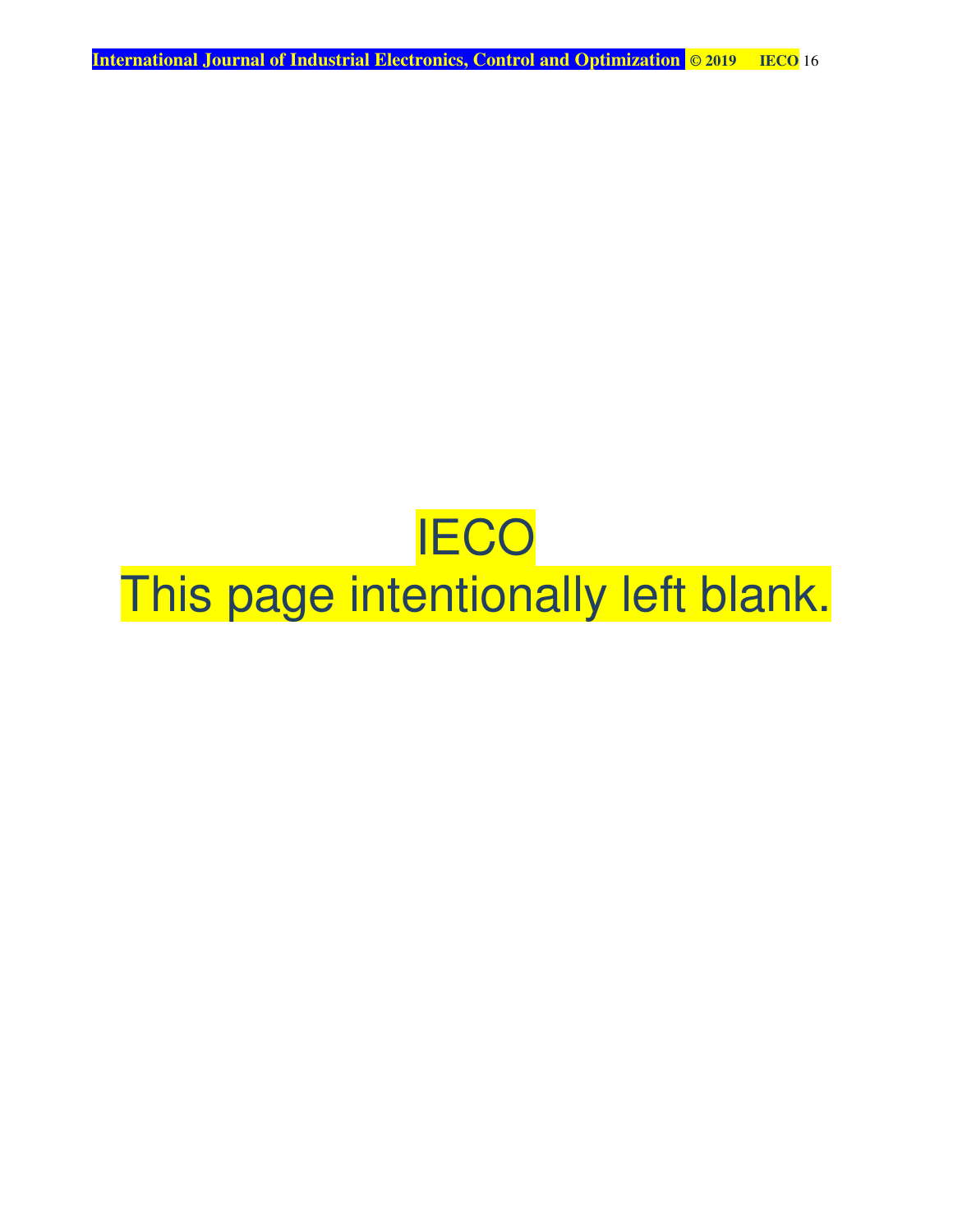IECO

This page intentionally left blank.